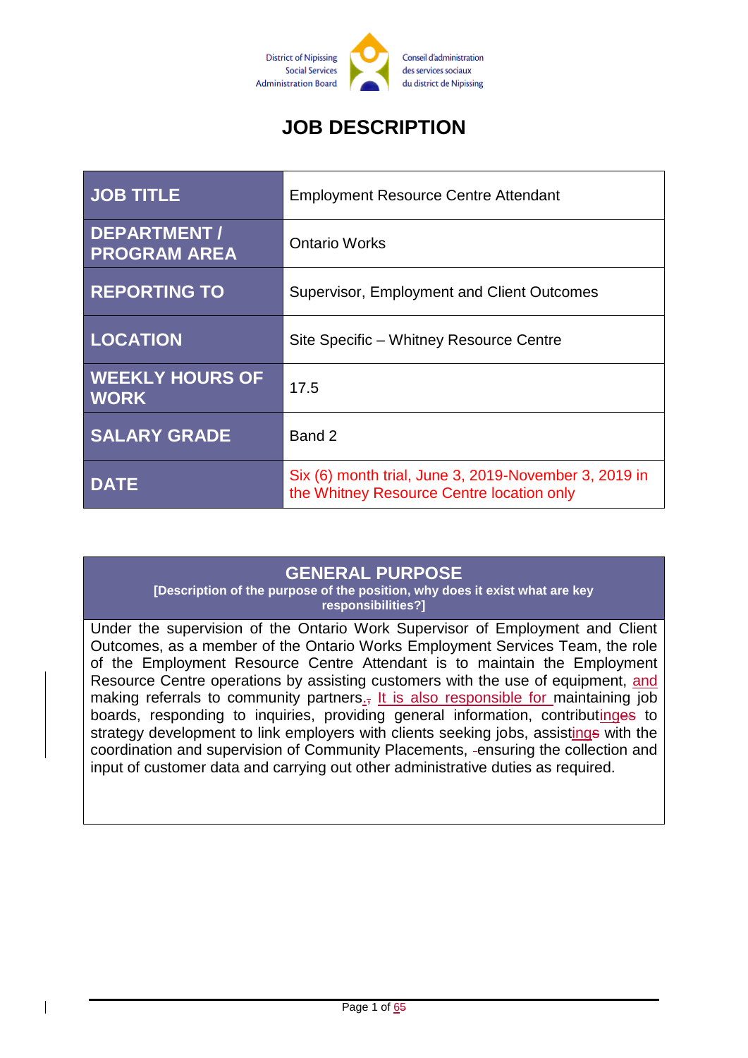District of Nipissing Social Services Administration Board — Conseil d'administration des services sociaux du district de Nipissing

# JOB DESCRIPTION

| JOB TITLE | Employment Resource Centre Attendant |
|---|---|
| DEPARTMENT / PROGRAM AREA | Ontario Works |
| REPORTING TO | Supervisor, Employment and Client Outcomes |
| LOCATION | Site Specific – Whitney Resource Centre |
| WEEKLY HOURS OF WORK | 17.5 |
| SALARY GRADE | Band 2 |
| DATE | Six (6) month trial, June 3, 2019-November 3, 2019 in the Whitney Resource Centre location only |

## GENERAL PURPOSE

**[Description of the purpose of the position, why does it exist what are key responsibilities?]**

Under the supervision of the Ontario Work Supervisor of Employment and Client Outcomes, as a member of the Ontario Works Employment Services Team, the role of the Employment Resource Centre Attendant is to maintain the Employment Resource Centre operations by assisting customers with the use of equipment, and making referrals to community partners. It is also responsible for maintaining job boards, responding to inquiries, providing general information, contributing to strategy development to link employers with clients seeking jobs, assisting with the coordination and supervision of Community Placements, ensuring the collection and input of customer data and carrying out other administrative duties as required.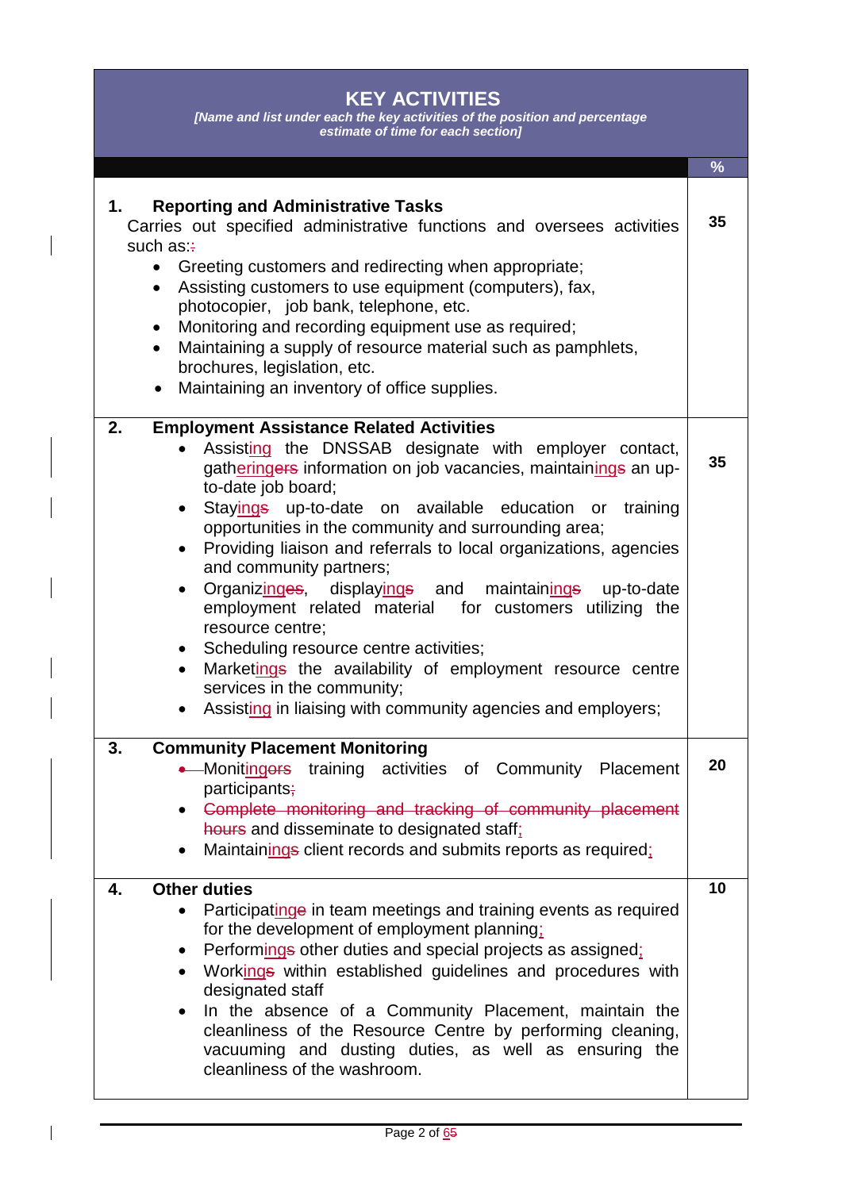# KEY ACTIVITIES

*[Name and list under each the key activities of the position and percentage estimate of time for each section]*

| | % |
|---|---|
| **1. Reporting and Administrative Tasks**<br>Carries out specified administrative functions and oversees activities such as:~~:~~<br>• Greeting customers and redirecting when appropriate;<br>• Assisting customers to use equipment (computers), fax, photocopier, job bank, telephone, etc.<br>• Monitoring and recording equipment use as required;<br>• Maintaining a supply of resource material such as pamphlets, brochures, legislation, etc.<br>• Maintaining an inventory of office supplies. | 35 |
| **2. Employment Assistance Related Activities**<br>• Assisting the DNSSAB designate with employer contact, gathering~~ers~~ information on job vacancies, maintaining~~s~~ an up-to-date job board;<br>• Staying~~s~~ up-to-date on available education or training opportunities in the community and surrounding area;<br>• Providing liaison and referrals to local organizations, agencies and community partners;<br>• Organizing~~es~~, displaying~~s~~ and maintaining~~s~~ up-to-date employment related material for customers utilizing the resource centre;<br>• Scheduling resource centre activities;<br>• Marketing~~s~~ the availability of employment resource centre services in the community;<br>• Assisting in liaising with community agencies and employers; | 35 |
| **3. Community Placement Monitoring**<br>• Monitoring~~ors~~ training activities of Community Placement participants~~;~~<br>• ~~Complete monitoring and tracking of community placement hours~~ and disseminate to designated staff;<br>• Maintaining~~s~~ client records and submits reports as required; | 20 |
| **4. Other duties**<br>• Participating~~e~~ in team meetings and training events as required for the development of employment planning;<br>• Performing~~s~~ other duties and special projects as assigned;<br>• Working~~s~~ within established guidelines and procedures with designated staff<br>• In the absence of a Community Placement, maintain the cleanliness of the Resource Centre by performing cleaning, vacuuming and dusting duties, as well as ensuring the cleanliness of the washroom. | 10 |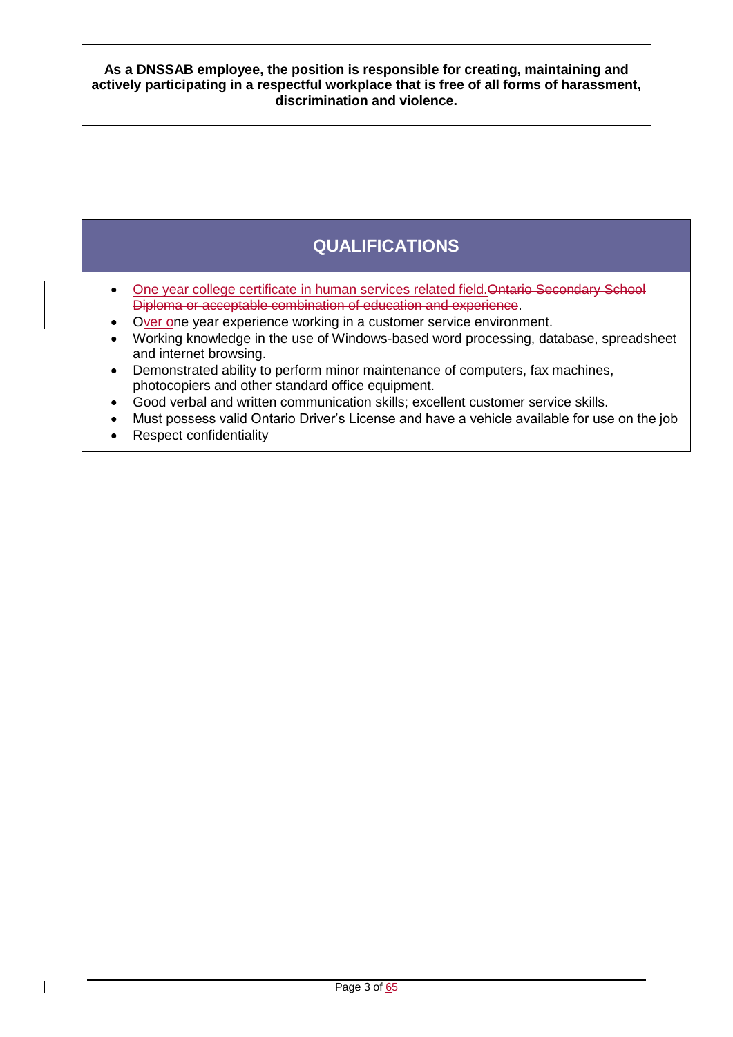**As a DNSSAB employee, the position is responsible for creating, maintaining and actively participating in a respectful workplace that is free of all forms of harassment, discrimination and violence.**

## QUALIFICATIONS

- One year college certificate in human services related field.~~Ontario Secondary School Diploma or acceptable combination of education and experience~~.
- Over one year experience working in a customer service environment.
- Working knowledge in the use of Windows-based word processing, database, spreadsheet and internet browsing.
- Demonstrated ability to perform minor maintenance of computers, fax machines, photocopiers and other standard office equipment.
- Good verbal and written communication skills; excellent customer service skills.
- Must possess valid Ontario Driver's License and have a vehicle available for use on the job
- Respect confidentiality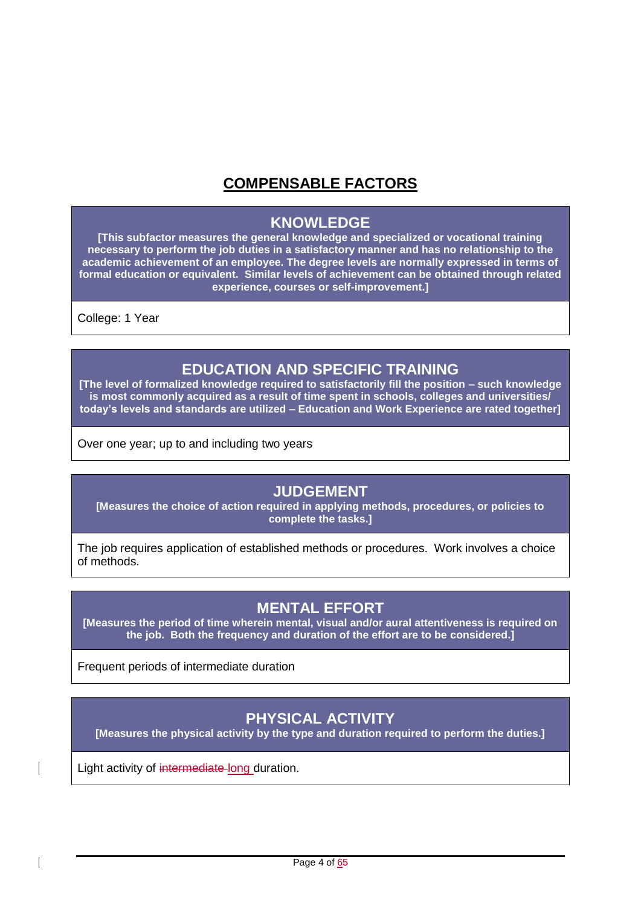# COMPENSABLE FACTORS

## KNOWLEDGE

**[This subfactor measures the general knowledge and specialized or vocational training necessary to perform the job duties in a satisfactory manner and has no relationship to the academic achievement of an employee. The degree levels are normally expressed in terms of formal education or equivalent. Similar levels of achievement can be obtained through related experience, courses or self-improvement.]**

College: 1 Year

## EDUCATION AND SPECIFIC TRAINING

**[The level of formalized knowledge required to satisfactorily fill the position – such knowledge is most commonly acquired as a result of time spent in schools, colleges and universities/ today's levels and standards are utilized – Education and Work Experience are rated together]**

Over one year; up to and including two years

## JUDGEMENT

**[Measures the choice of action required in applying methods, procedures, or policies to complete the tasks.]**

The job requires application of established methods or procedures. Work involves a choice of methods.

## MENTAL EFFORT

**[Measures the period of time wherein mental, visual and/or aural attentiveness is required on the job. Both the frequency and duration of the effort are to be considered.]**

Frequent periods of intermediate duration

## PHYSICAL ACTIVITY

**[Measures the physical activity by the type and duration required to perform the duties.]**

Light activity of ~~intermediate~~ long duration.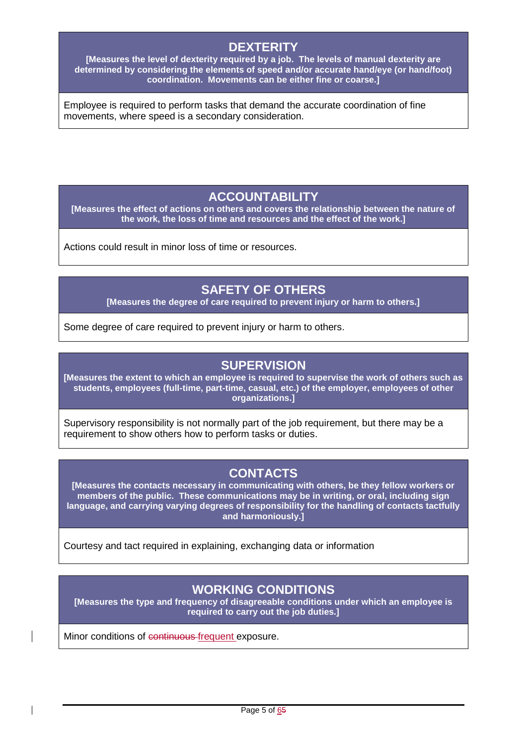## DEXTERITY

**[Measures the level of dexterity required by a job. The levels of manual dexterity are determined by considering the elements of speed and/or accurate hand/eye (or hand/foot) coordination. Movements can be either fine or coarse.]**

Employee is required to perform tasks that demand the accurate coordination of fine movements, where speed is a secondary consideration.

## ACCOUNTABILITY

**[Measures the effect of actions on others and covers the relationship between the nature of the work, the loss of time and resources and the effect of the work.]**

Actions could result in minor loss of time or resources.

## SAFETY OF OTHERS

**[Measures the degree of care required to prevent injury or harm to others.]**

Some degree of care required to prevent injury or harm to others.

## SUPERVISION

**[Measures the extent to which an employee is required to supervise the work of others such as students, employees (full-time, part-time, casual, etc.) of the employer, employees of other organizations.]**

Supervisory responsibility is not normally part of the job requirement, but there may be a requirement to show others how to perform tasks or duties.

## CONTACTS

**[Measures the contacts necessary in communicating with others, be they fellow workers or members of the public. These communications may be in writing, or oral, including sign language, and carrying varying degrees of responsibility for the handling of contacts tactfully and harmoniously.]**

Courtesy and tact required in explaining, exchanging data or information

## WORKING CONDITIONS

**[Measures the type and frequency of disagreeable conditions under which an employee is required to carry out the job duties.]**

Minor conditions of ~~continuous~~ frequent exposure.